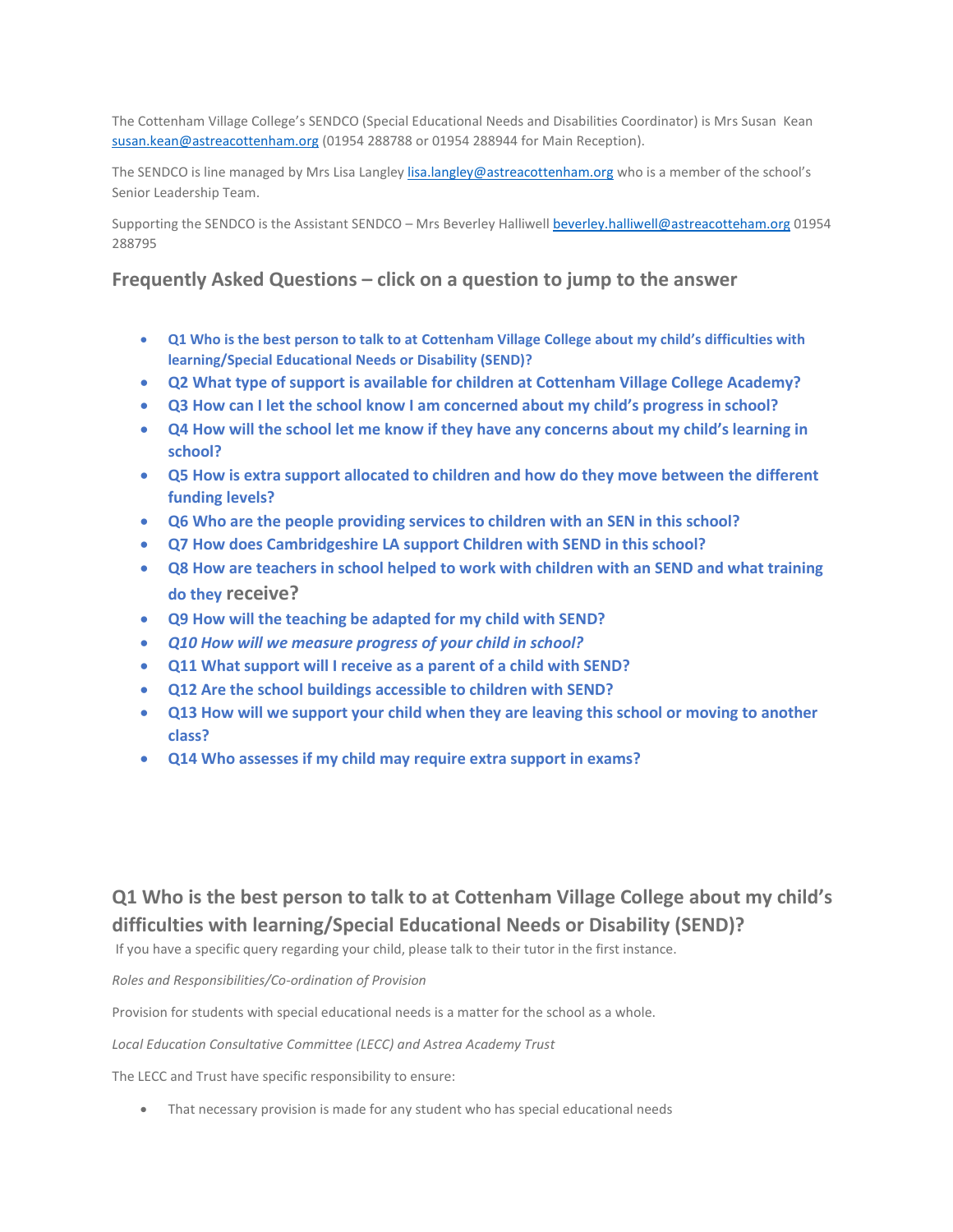The Cottenham Village College's SENDCO (Special Educational Needs and Disabilities Coordinator) is Mrs Susan Kean susan.kean@astreacottenham.org (01954 288788 or 01954 288944 for Main Reception).

The SENDCO is line managed by Mrs Lisa Langley lisa.langley@astreacottenham.org who is a member of the school's Senior Leadership Team.

Supporting the SENDCO is the Assistant SENDCO – Mrs Beverley Halliwell beverley.halliwell@astreacotteham.org 01954 288795

## Frequently Asked Questions – click on a question to jump to the answer

- **Q1 Who is the best person to talk to at Cottenham Village College about my child's difficulties with learning/Special Educational Needs or Disability (SEND)?**
- **Q2 What type of support is available for children at Cottenham Village College Academy?**
- **Q3 How can I let the school know I am concerned about my child's progress in school?**
- **Q4 How will the school let me know if they have any concerns about my child's learning in school?**
- **Q5 How is extra support allocated to children and how do they move between the different funding levels?**
- **Q6 Who are the people providing services to children with an SEN in this school?**
- **Q7 How does Cambridgeshire LA support Children with SEND in this school?**
- **Q8 How are teachers in school helped to work with children with an SEND and what training do they receive?**
- **Q9 How will the teaching be adapted for my child with SEND?**
- ***Q10 How will we measure progress of your child in school?***
- **Q11 What support will I receive as a parent of a child with SEND?**
- **Q12 Are the school buildings accessible to children with SEND?**
- **Q13 How will we support your child when they are leaving this school or moving to another class?**
- **Q14 Who assesses if my child may require extra support in exams?**

## Q1 Who is the best person to talk to at Cottenham Village College about my child's difficulties with learning/Special Educational Needs or Disability (SEND)?

If you have a specific query regarding your child, please talk to their tutor in the first instance.

*Roles and Responsibilities/Co-ordination of Provision*

Provision for students with special educational needs is a matter for the school as a whole.

*Local Education Consultative Committee (LECC) and Astrea Academy Trust*

The LECC and Trust have specific responsibility to ensure:

- That necessary provision is made for any student who has special educational needs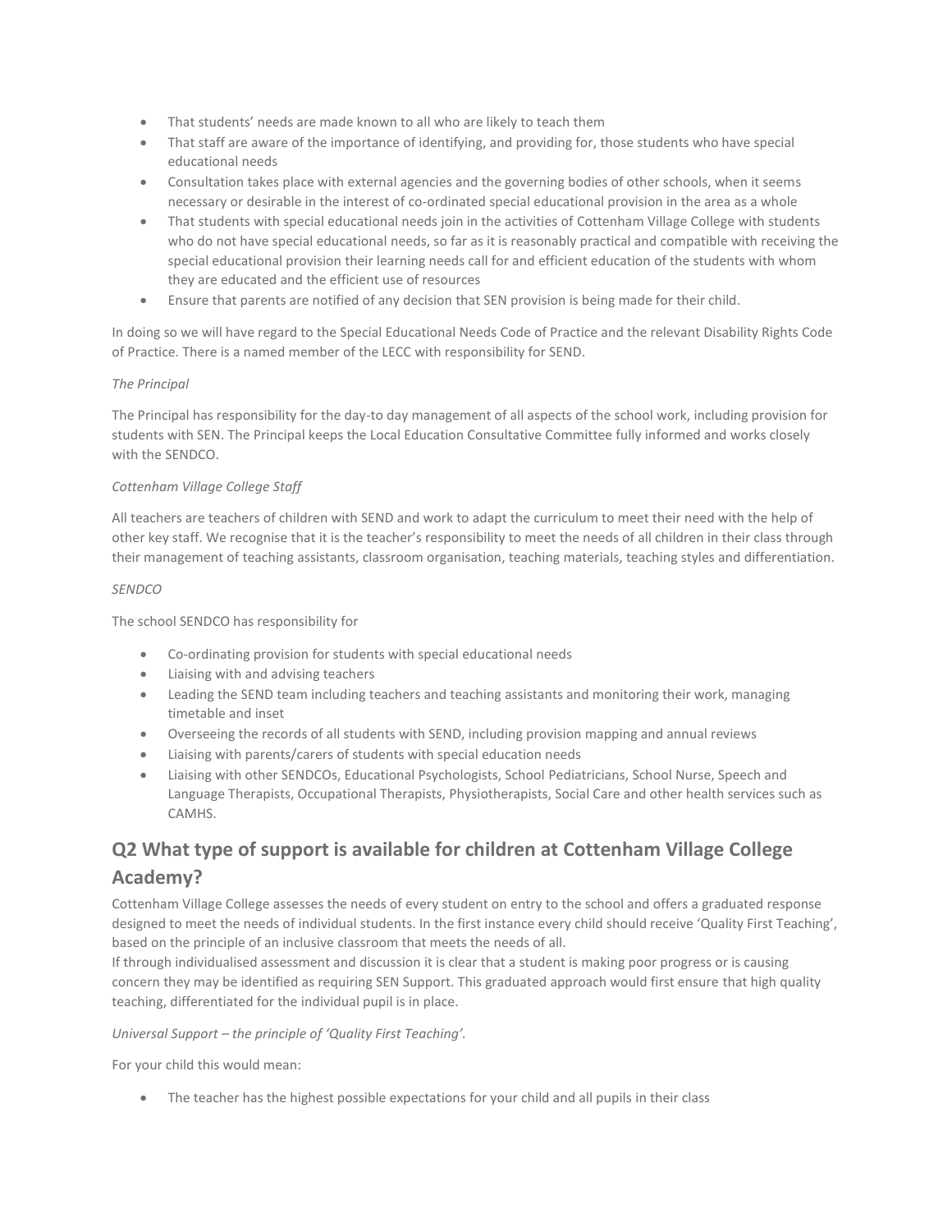- That students' needs are made known to all who are likely to teach them
- That staff are aware of the importance of identifying, and providing for, those students who have special educational needs
- Consultation takes place with external agencies and the governing bodies of other schools, when it seems necessary or desirable in the interest of co-ordinated special educational provision in the area as a whole
- That students with special educational needs join in the activities of Cottenham Village College with students who do not have special educational needs, so far as it is reasonably practical and compatible with receiving the special educational provision their learning needs call for and efficient education of the students with whom they are educated and the efficient use of resources
- Ensure that parents are notified of any decision that SEN provision is being made for their child.

In doing so we will have regard to the Special Educational Needs Code of Practice and the relevant Disability Rights Code of Practice. There is a named member of the LECC with responsibility for SEND.

*The Principal*

The Principal has responsibility for the day-to day management of all aspects of the school work, including provision for students with SEN. The Principal keeps the Local Education Consultative Committee fully informed and works closely with the SENDCO.

*Cottenham Village College Staff*

All teachers are teachers of children with SEND and work to adapt the curriculum to meet their need with the help of other key staff. We recognise that it is the teacher's responsibility to meet the needs of all children in their class through their management of teaching assistants, classroom organisation, teaching materials, teaching styles and differentiation.

*SENDCO*

The school SENDCO has responsibility for

- Co-ordinating provision for students with special educational needs
- Liaising with and advising teachers
- Leading the SEND team including teachers and teaching assistants and monitoring their work, managing timetable and inset
- Overseeing the records of all students with SEND, including provision mapping and annual reviews
- Liaising with parents/carers of students with special education needs
- Liaising with other SENDCOs, Educational Psychologists, School Pediatricians, School Nurse, Speech and Language Therapists, Occupational Therapists, Physiotherapists, Social Care and other health services such as CAMHS.

## Q2 What type of support is available for children at Cottenham Village College Academy?

Cottenham Village College assesses the needs of every student on entry to the school and offers a graduated response designed to meet the needs of individual students. In the first instance every child should receive 'Quality First Teaching', based on the principle of an inclusive classroom that meets the needs of all.
If through individualised assessment and discussion it is clear that a student is making poor progress or is causing concern they may be identified as requiring SEN Support. This graduated approach would first ensure that high quality teaching, differentiated for the individual pupil is in place.

*Universal Support – the principle of 'Quality First Teaching'.*

For your child this would mean:

- The teacher has the highest possible expectations for your child and all pupils in their class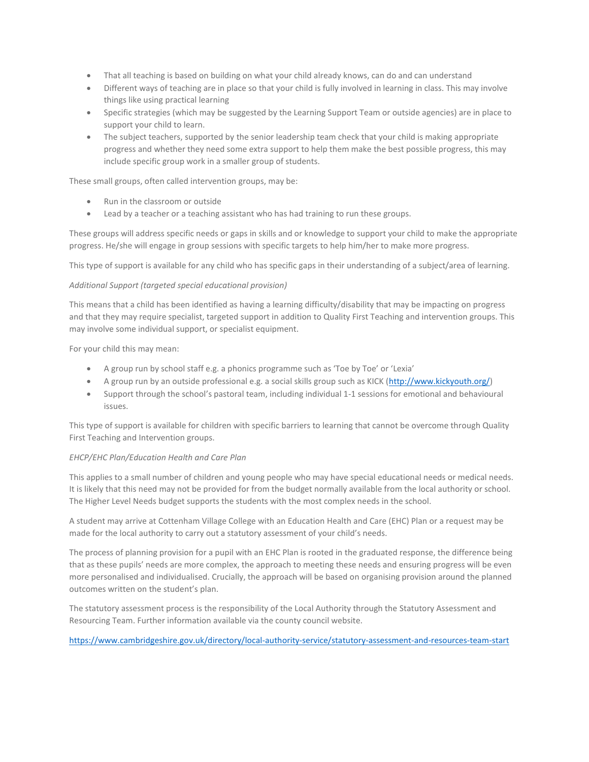- That all teaching is based on building on what your child already knows, can do and can understand
- Different ways of teaching are in place so that your child is fully involved in learning in class. This may involve things like using practical learning
- Specific strategies (which may be suggested by the Learning Support Team or outside agencies) are in place to support your child to learn.
- The subject teachers, supported by the senior leadership team check that your child is making appropriate progress and whether they need some extra support to help them make the best possible progress, this may include specific group work in a smaller group of students.

These small groups, often called intervention groups, may be:

- Run in the classroom or outside
- Lead by a teacher or a teaching assistant who has had training to run these groups.

These groups will address specific needs or gaps in skills and or knowledge to support your child to make the appropriate progress. He/she will engage in group sessions with specific targets to help him/her to make more progress.

This type of support is available for any child who has specific gaps in their understanding of a subject/area of learning.

*Additional Support (targeted special educational provision)*

This means that a child has been identified as having a learning difficulty/disability that may be impacting on progress and that they may require specialist, targeted support in addition to Quality First Teaching and intervention groups. This may involve some individual support, or specialist equipment.

For your child this may mean:

- A group run by school staff e.g. a phonics programme such as 'Toe by Toe' or 'Lexia'
- A group run by an outside professional e.g. a social skills group such as KICK (http://www.kickyouth.org/)
- Support through the school's pastoral team, including individual 1-1 sessions for emotional and behavioural issues.

This type of support is available for children with specific barriers to learning that cannot be overcome through Quality First Teaching and Intervention groups.

*EHCP/EHC Plan/Education Health and Care Plan*

This applies to a small number of children and young people who may have special educational needs or medical needs. It is likely that this need may not be provided for from the budget normally available from the local authority or school. The Higher Level Needs budget supports the students with the most complex needs in the school.

A student may arrive at Cottenham Village College with an Education Health and Care (EHC) Plan or a request may be made for the local authority to carry out a statutory assessment of your child's needs.

The process of planning provision for a pupil with an EHC Plan is rooted in the graduated response, the difference being that as these pupils' needs are more complex, the approach to meeting these needs and ensuring progress will be even more personalised and individualised. Crucially, the approach will be based on organising provision around the planned outcomes written on the student's plan.

The statutory assessment process is the responsibility of the Local Authority through the Statutory Assessment and Resourcing Team. Further information available via the county council website.

https://www.cambridgeshire.gov.uk/directory/local-authority-service/statutory-assessment-and-resources-team-start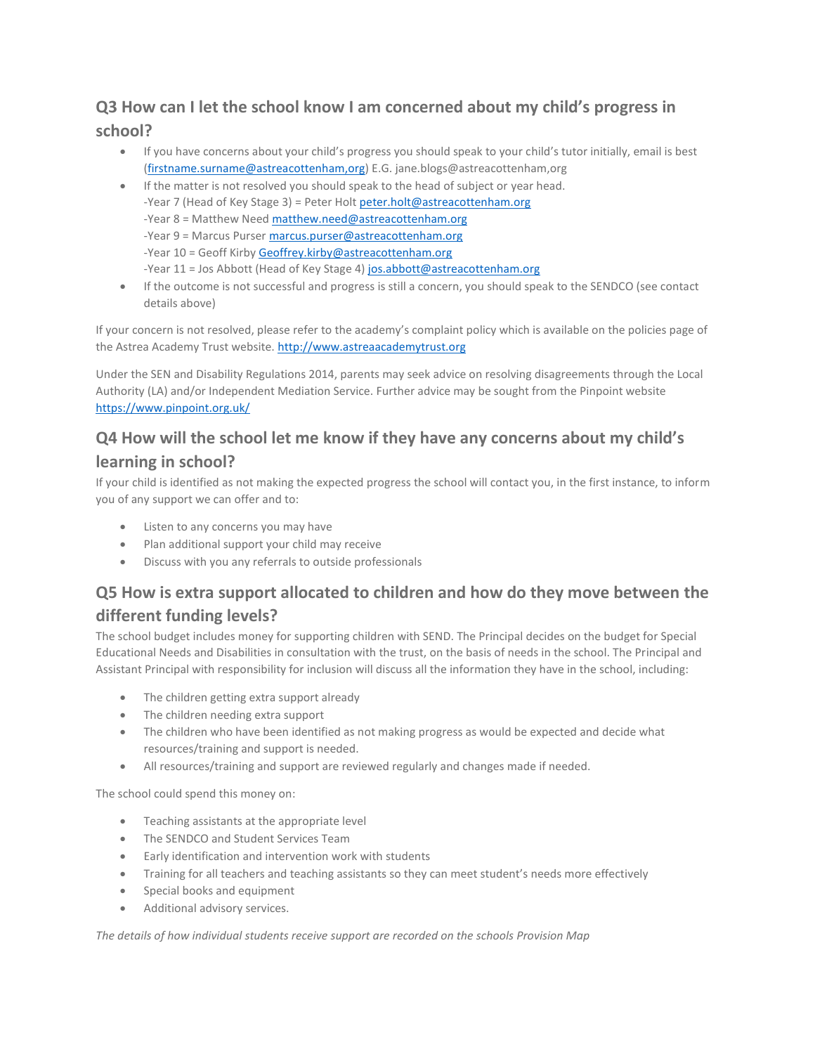## Q3 How can I let the school know I am concerned about my child's progress in school?

- If you have concerns about your child's progress you should speak to your child's tutor initially, email is best (firstname.surname@astreacottenham,org) E.G. jane.blogs@astreacottenham,org
- If the matter is not resolved you should speak to the head of subject or year head.
  -Year 7 (Head of Key Stage 3) = Peter Holt peter.holt@astreacottenham.org
  -Year 8 = Matthew Need matthew.need@astreacottenham.org
  -Year 9 = Marcus Purser marcus.purser@astreacottenham.org
  -Year 10 = Geoff Kirby Geoffrey.kirby@astreacottenham.org
  -Year 11 = Jos Abbott (Head of Key Stage 4) jos.abbott@astreacottenham.org
- If the outcome is not successful and progress is still a concern, you should speak to the SENDCO (see contact details above)

If your concern is not resolved, please refer to the academy's complaint policy which is available on the policies page of the Astrea Academy Trust website. http://www.astreaacademytrust.org

Under the SEN and Disability Regulations 2014, parents may seek advice on resolving disagreements through the Local Authority (LA) and/or Independent Mediation Service. Further advice may be sought from the Pinpoint website https://www.pinpoint.org.uk/

## Q4 How will the school let me know if they have any concerns about my child's learning in school?

If your child is identified as not making the expected progress the school will contact you, in the first instance, to inform you of any support we can offer and to:

- Listen to any concerns you may have
- Plan additional support your child may receive
- Discuss with you any referrals to outside professionals

## Q5 How is extra support allocated to children and how do they move between the different funding levels?

The school budget includes money for supporting children with SEND. The Principal decides on the budget for Special Educational Needs and Disabilities in consultation with the trust, on the basis of needs in the school. The Principal and Assistant Principal with responsibility for inclusion will discuss all the information they have in the school, including:

- The children getting extra support already
- The children needing extra support
- The children who have been identified as not making progress as would be expected and decide what resources/training and support is needed.
- All resources/training and support are reviewed regularly and changes made if needed.

The school could spend this money on:

- Teaching assistants at the appropriate level
- The SENDCO and Student Services Team
- Early identification and intervention work with students
- Training for all teachers and teaching assistants so they can meet student's needs more effectively
- Special books and equipment
- Additional advisory services.

*The details of how individual students receive support are recorded on the schools Provision Map*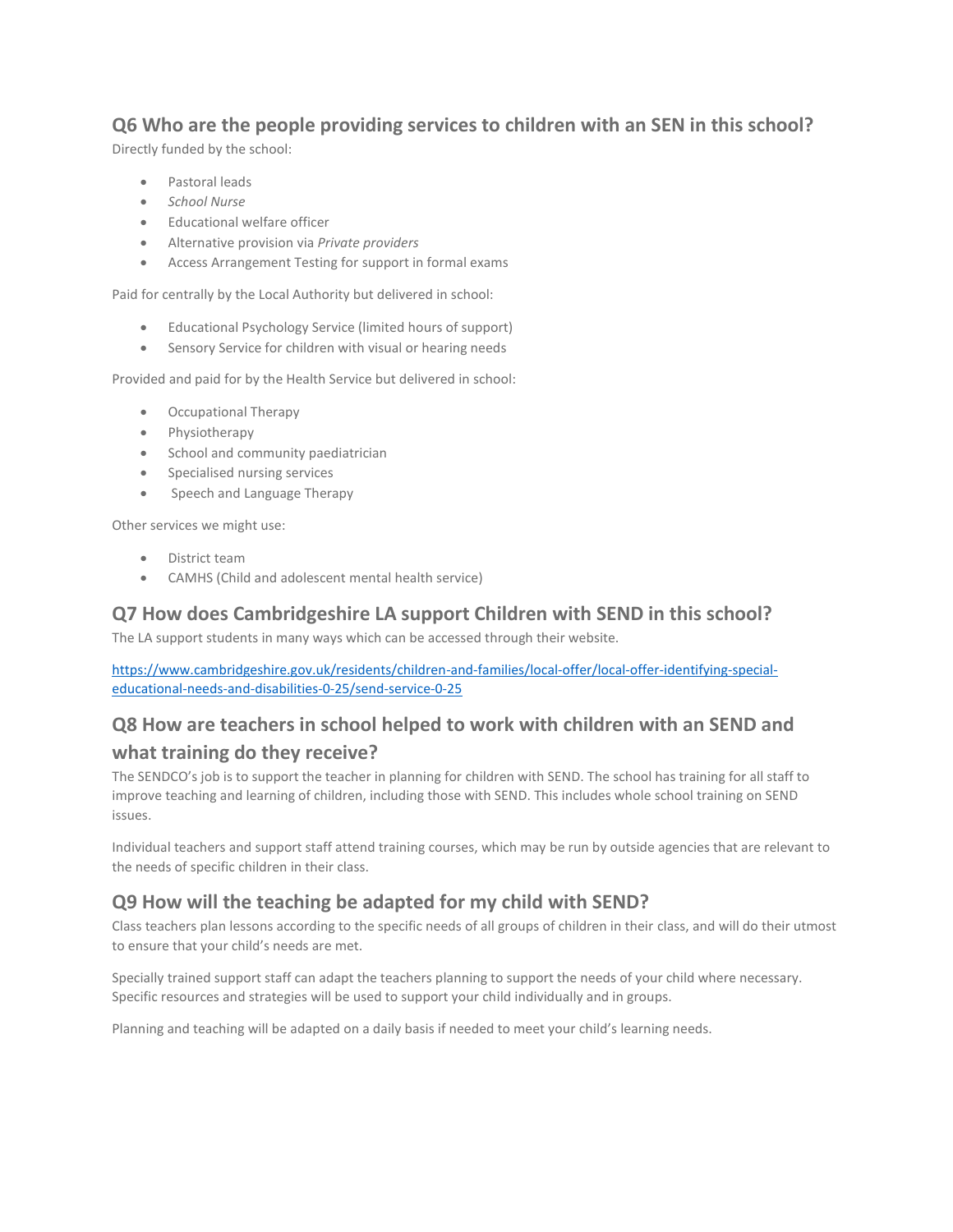## Q6 Who are the people providing services to children with an SEN in this school?

Directly funded by the school:

- Pastoral leads
- *School Nurse*
- Educational welfare officer
- Alternative provision via *Private providers*
- Access Arrangement Testing for support in formal exams

Paid for centrally by the Local Authority but delivered in school:

- Educational Psychology Service (limited hours of support)
- Sensory Service for children with visual or hearing needs

Provided and paid for by the Health Service but delivered in school:

- Occupational Therapy
- Physiotherapy
- School and community paediatrician
- Specialised nursing services
- Speech and Language Therapy

Other services we might use:

- District team
- CAMHS (Child and adolescent mental health service)

## Q7 How does Cambridgeshire LA support Children with SEND in this school?

The LA support students in many ways which can be accessed through their website.

[https://www.cambridgeshire.gov.uk/residents/children-and-families/local-offer/local-offer-identifying-special-educational-needs-and-disabilities-0-25/send-service-0-25](https://www.cambridgeshire.gov.uk/residents/children-and-families/local-offer/local-offer-identifying-special-educational-needs-and-disabilities-0-25/send-service-0-25)

## Q8 How are teachers in school helped to work with children with an SEND and what training do they receive?

The SENDCO's job is to support the teacher in planning for children with SEND. The school has training for all staff to improve teaching and learning of children, including those with SEND. This includes whole school training on SEND issues.

Individual teachers and support staff attend training courses, which may be run by outside agencies that are relevant to the needs of specific children in their class.

## Q9 How will the teaching be adapted for my child with SEND?

Class teachers plan lessons according to the specific needs of all groups of children in their class, and will do their utmost to ensure that your child's needs are met.

Specially trained support staff can adapt the teachers planning to support the needs of your child where necessary. Specific resources and strategies will be used to support your child individually and in groups.

Planning and teaching will be adapted on a daily basis if needed to meet your child's learning needs.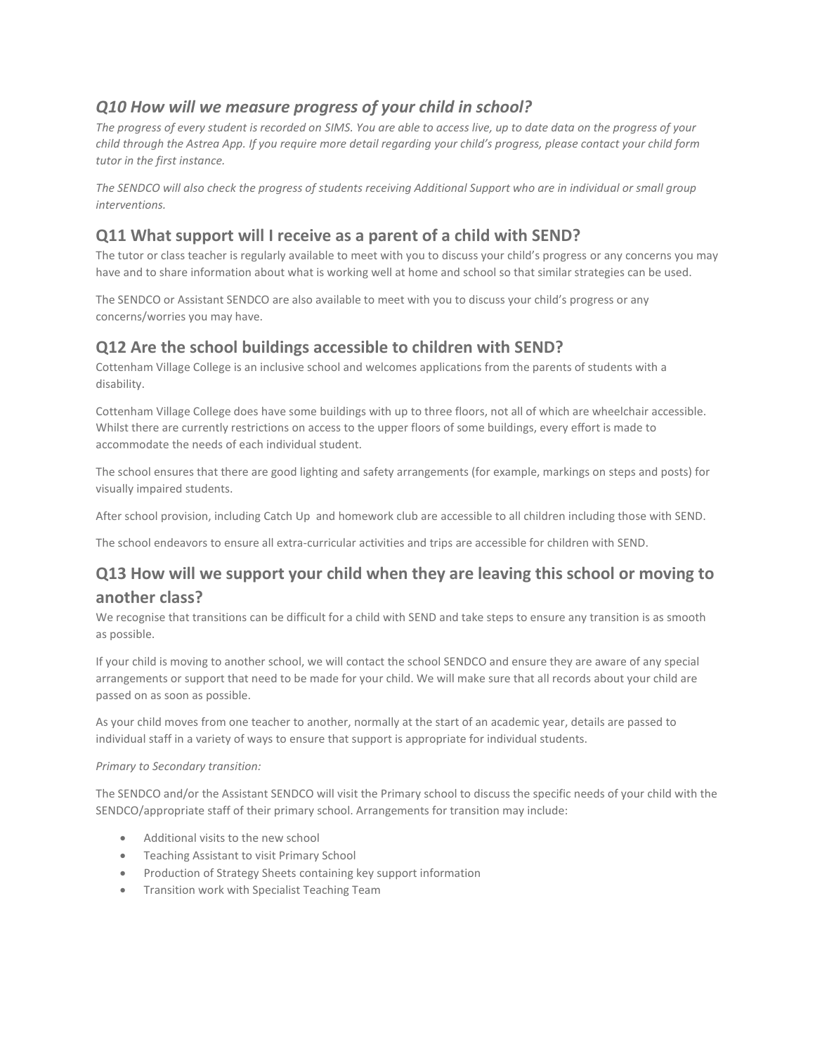## *Q10 How will we measure progress of your child in school?*

*The progress of every student is recorded on SIMS. You are able to access live, up to date data on the progress of your child through the Astrea App. If you require more detail regarding your child's progress, please contact your child form tutor in the first instance.*

*The SENDCO will also check the progress of students receiving Additional Support who are in individual or small group interventions.*

## Q11 What support will I receive as a parent of a child with SEND?

The tutor or class teacher is regularly available to meet with you to discuss your child's progress or any concerns you may have and to share information about what is working well at home and school so that similar strategies can be used.

The SENDCO or Assistant SENDCO are also available to meet with you to discuss your child's progress or any concerns/worries you may have.

## Q12 Are the school buildings accessible to children with SEND?

Cottenham Village College is an inclusive school and welcomes applications from the parents of students with a disability.

Cottenham Village College does have some buildings with up to three floors, not all of which are wheelchair accessible. Whilst there are currently restrictions on access to the upper floors of some buildings, every effort is made to accommodate the needs of each individual student.

The school ensures that there are good lighting and safety arrangements (for example, markings on steps and posts) for visually impaired students.

After school provision, including Catch Up and homework club are accessible to all children including those with SEND.

The school endeavors to ensure all extra-curricular activities and trips are accessible for children with SEND.

## Q13 How will we support your child when they are leaving this school or moving to another class?

We recognise that transitions can be difficult for a child with SEND and take steps to ensure any transition is as smooth as possible.

If your child is moving to another school, we will contact the school SENDCO and ensure they are aware of any special arrangements or support that need to be made for your child. We will make sure that all records about your child are passed on as soon as possible.

As your child moves from one teacher to another, normally at the start of an academic year, details are passed to individual staff in a variety of ways to ensure that support is appropriate for individual students.

*Primary to Secondary transition:*

The SENDCO and/or the Assistant SENDCO will visit the Primary school to discuss the specific needs of your child with the SENDCO/appropriate staff of their primary school. Arrangements for transition may include:

- Additional visits to the new school
- Teaching Assistant to visit Primary School
- Production of Strategy Sheets containing key support information
- Transition work with Specialist Teaching Team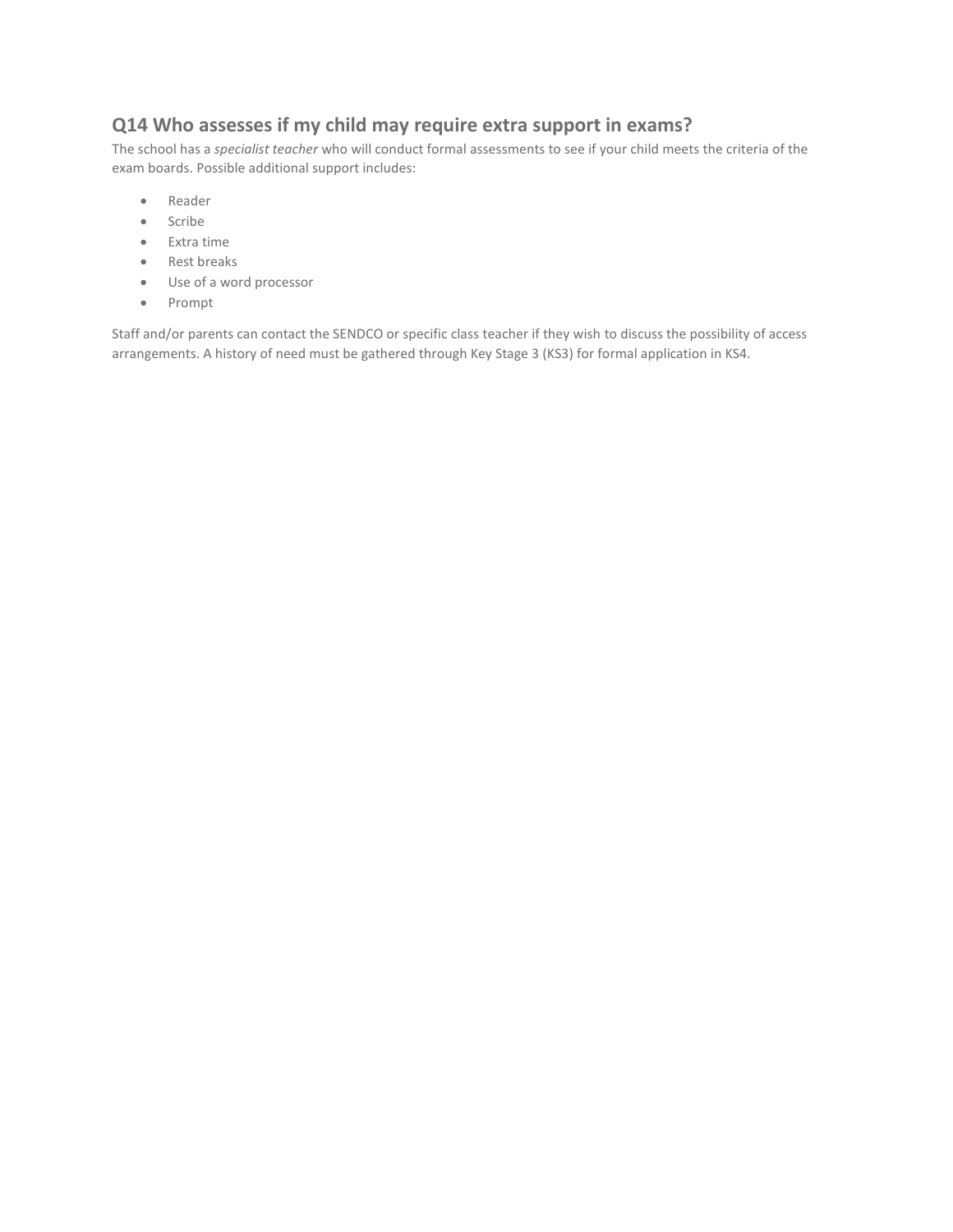## Q14 Who assesses if my child may require extra support in exams?

The school has a *specialist teacher* who will conduct formal assessments to see if your child meets the criteria of the exam boards. Possible additional support includes:

- Reader
- Scribe
- Extra time
- Rest breaks
- Use of a word processor
- Prompt

Staff and/or parents can contact the SENDCO or specific class teacher if they wish to discuss the possibility of access arrangements. A history of need must be gathered through Key Stage 3 (KS3) for formal application in KS4.